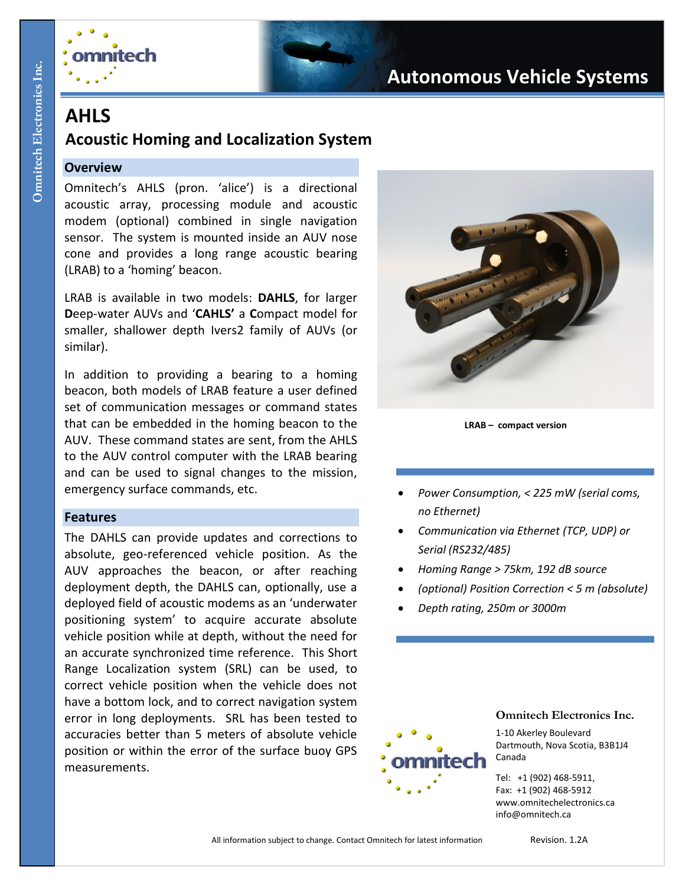# AHLS

## Acoustic Homing and Localization System

Autonomous Vehicle Systems

### Overview

Omnitech's AHLS (pron. 'alice') is a directional acoustic array, processing module and acoustic modem (optional) combined in single navigation sensor. The system is mounted inside an AUV nose cone and provides a long range acoustic bearing (LRAB) to a 'homing' beacon.

LRAB is available in two models: **DAHLS**, for larger **D**eep-water AUVs and '**CAHLS'** a **C**ompact model for smaller, shallower depth Ivers2 family of AUVs (or similar).

In addition to providing a bearing to a homing beacon, both models of LRAB feature a user defined set of communication messages or command states that can be embedded in the homing beacon to the AUV. These command states are sent, from the AHLS to the AUV control computer with the LRAB bearing and can be used to signal changes to the mission, emergency surface commands, etc.

### Features

The DAHLS can provide updates and corrections to absolute, geo-referenced vehicle position. As the AUV approaches the beacon, or after reaching deployment depth, the DAHLS can, optionally, use a deployed field of acoustic modems as an 'underwater positioning system' to acquire accurate absolute vehicle position while at depth, without the need for an accurate synchronized time reference. This Short Range Localization system (SRL) can be used, to correct vehicle position when the vehicle does not have a bottom lock, and to correct navigation system error in long deployments. SRL has been tested to accuracies better than 5 meters of absolute vehicle position or within the error of the surface buoy GPS measurements.

**LRAB – compact version**

- *Power Consumption, < 225 mW (serial coms, no Ethernet)*
- *Communication via Ethernet (TCP, UDP) or Serial (RS232/485)*
- *Homing Range > 75km, 192 dB source*
- *(optional) Position Correction < 5 m (absolute)*
- *Depth rating, 250m or 3000m*

**Omnitech Electronics Inc.**

1-10 Akerley Boulevard
Dartmouth, Nova Scotia, B3B1J4
Canada

Tel: +1 (902) 468-5911,
Fax: +1 (902) 468-5912
www.omnitechelectronics.ca
info@omnitech.ca

All information subject to change. Contact Omnitech for latest information

Revision. 1.2A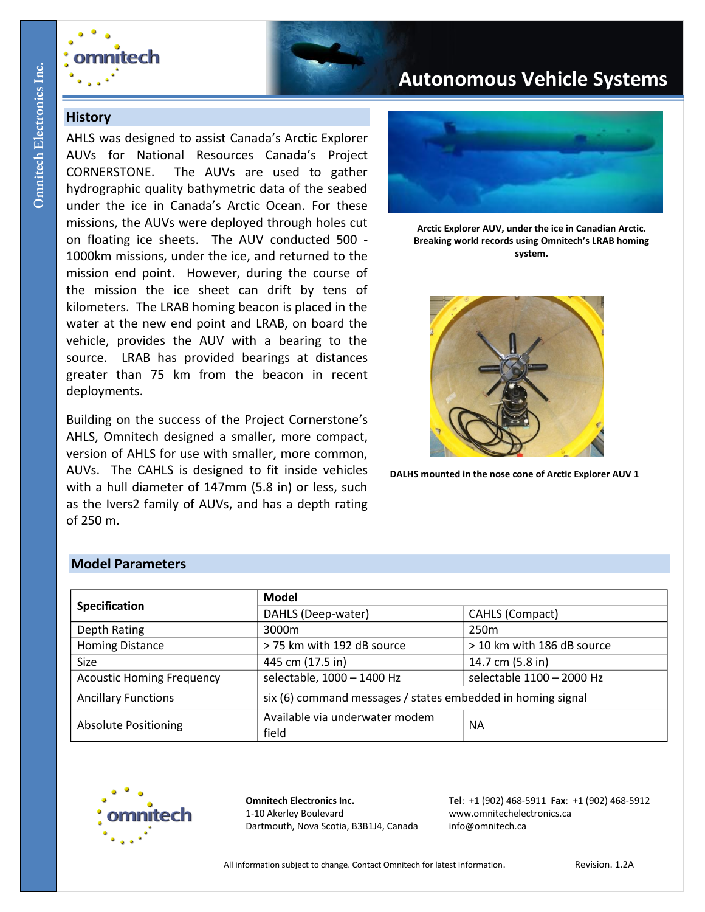# Autonomous Vehicle Systems

## History

AHLS was designed to assist Canada's Arctic Explorer AUVs for National Resources Canada's Project CORNERSTONE. The AUVs are used to gather hydrographic quality bathymetric data of the seabed under the ice in Canada's Arctic Ocean. For these missions, the AUVs were deployed through holes cut on floating ice sheets. The AUV conducted 500 - 1000km missions, under the ice, and returned to the mission end point. However, during the course of the mission the ice sheet can drift by tens of kilometers. The LRAB homing beacon is placed in the water at the new end point and LRAB, on board the vehicle, provides the AUV with a bearing to the source. LRAB has provided bearings at distances greater than 75 km from the beacon in recent deployments.

Building on the success of the Project Cornerstone's AHLS, Omnitech designed a smaller, more compact, version of AHLS for use with smaller, more common, AUVs. The CAHLS is designed to fit inside vehicles with a hull diameter of 147mm (5.8 in) or less, such as the Ivers2 family of AUVs, and has a depth rating of 250 m.

**Arctic Explorer AUV, under the ice in Canadian Arctic. Breaking world records using Omnitech's LRAB homing system.**

**DALHS mounted in the nose cone of Arctic Explorer AUV 1**

## Model Parameters

| Specification | Model | |
|---|---|---|
| | DAHLS (Deep-water) | CAHLS (Compact) |
| Depth Rating | 3000m | 250m |
| Homing Distance | > 75 km with 192 dB source | > 10 km with 186 dB source |
| Size | 445 cm (17.5 in) | 14.7 cm (5.8 in) |
| Acoustic Homing Frequency | selectable, 1000 – 1400 Hz | selectable 1100 – 2000 Hz |
| Ancillary Functions | six (6) command messages / states embedded in homing signal | |
| Absolute Positioning | Available via underwater modem field | NA |

**Omnitech Electronics Inc.**
1-10 Akerley Boulevard
Dartmouth, Nova Scotia, B3B1J4, Canada

**Tel**: +1 (902) 468-5911 **Fax**: +1 (902) 468-5912
www.omnitechelectronics.ca
info@omnitech.ca

All information subject to change. Contact Omnitech for latest information. Revision. 1.2A